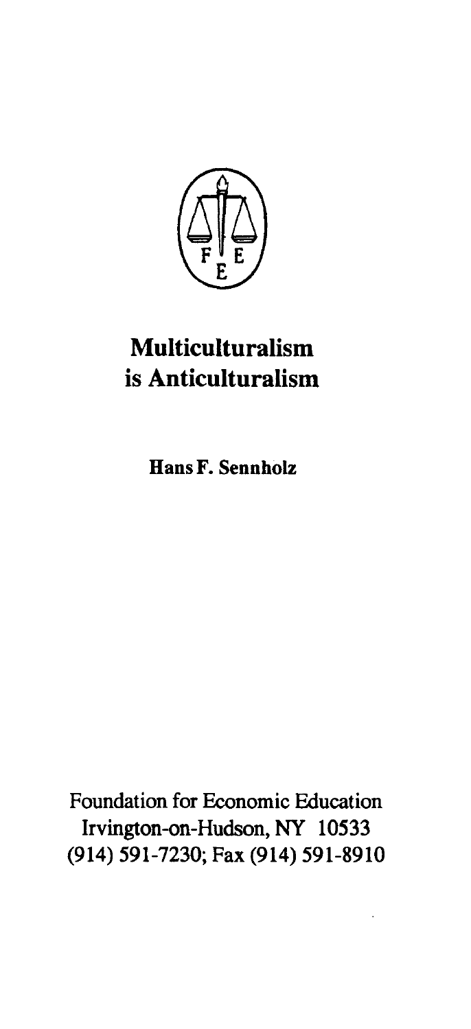# Multiculturalism is Anticulturalism

**Hans F. Sennholz**

Foundation for Economic Education
Irvington-on-Hudson, NY 10533
(914) 591-7230; Fax (914) 591-8910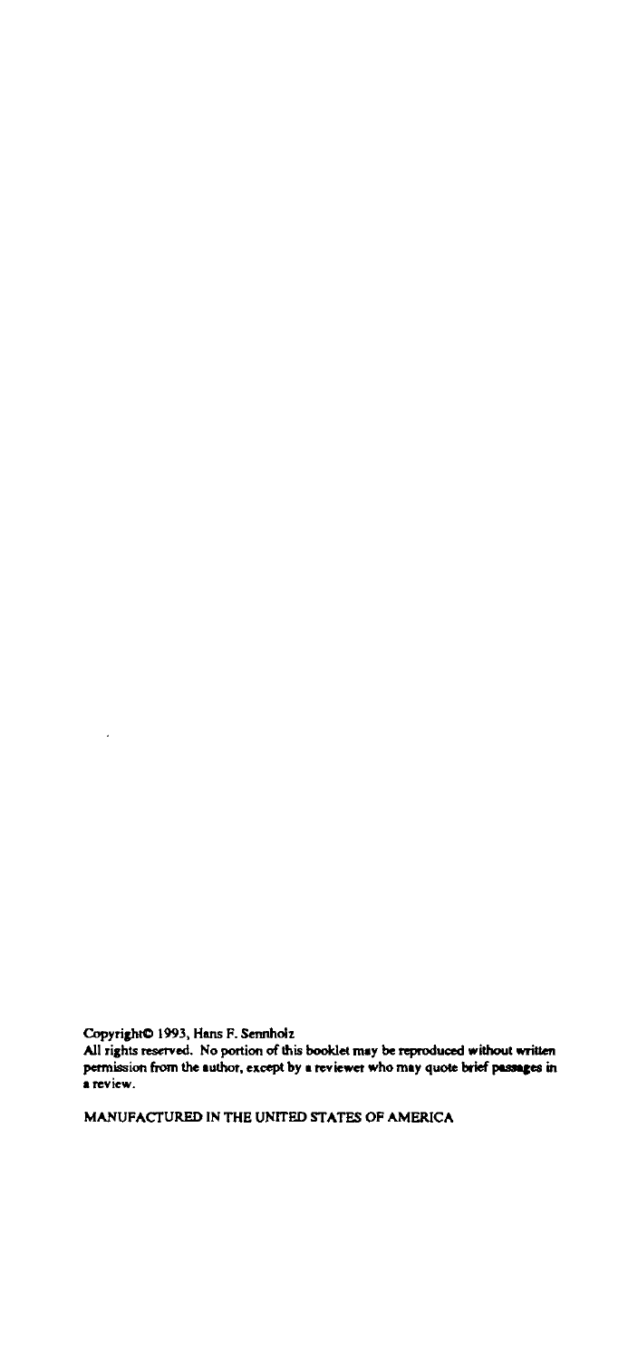Copyright© 1993, Hans F. Sennholz
All rights reserved. No portion of this booklet may be reproduced without written permission from the author, except by a reviewer who may quote brief passages in a review.

MANUFACTURED IN THE UNITED STATES OF AMERICA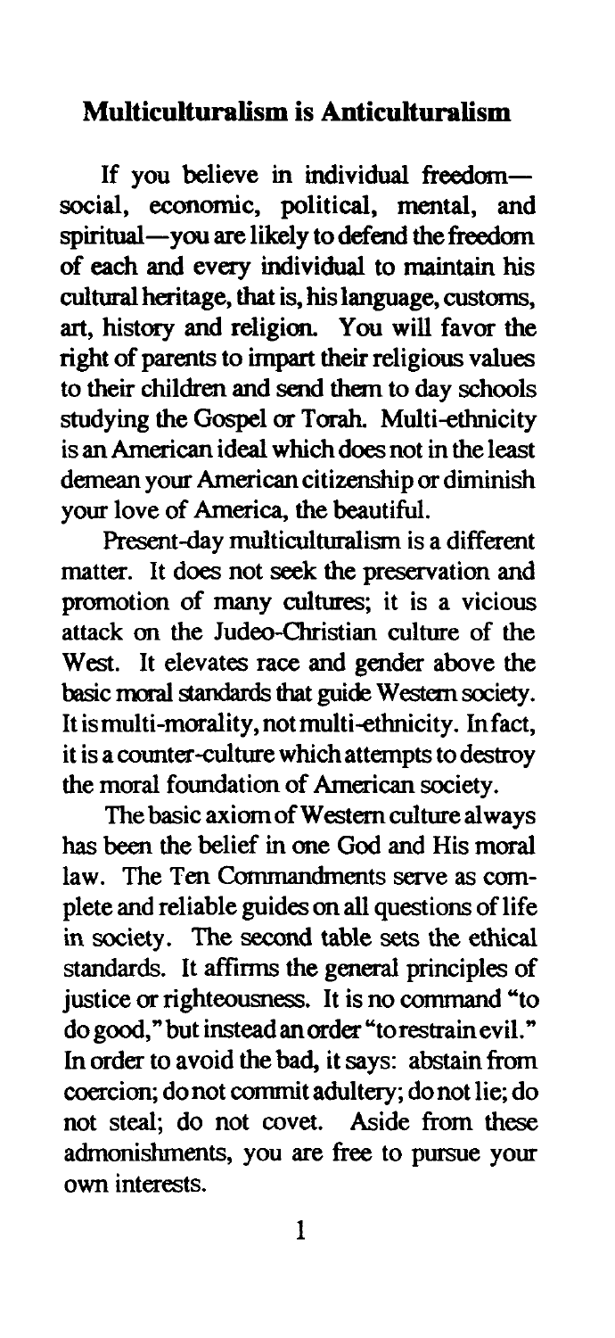## Multiculturalism is Anticulturalism

If you believe in individual freedom—social, economic, political, mental, and spiritual—you are likely to defend the freedom of each and every individual to maintain his cultural heritage, that is, his language, customs, art, history and religion. You will favor the right of parents to impart their religious values to their children and send them to day schools studying the Gospel or Torah. Multi-ethnicity is an American ideal which does not in the least demean your American citizenship or diminish your love of America, the beautiful.

Present-day multiculturalism is a different matter. It does not seek the preservation and promotion of many cultures; it is a vicious attack on the Judeo-Christian culture of the West. It elevates race and gender above the basic moral standards that guide Western society. It is multi-morality, not multi-ethnicity. In fact, it is a counter-culture which attempts to destroy the moral foundation of American society.

The basic axiom of Western culture always has been the belief in one God and His moral law. The Ten Commandments serve as complete and reliable guides on all questions of life in society. The second table sets the ethical standards. It affirms the general principles of justice or righteousness. It is no command "to do good," but instead an order "to restrain evil." In order to avoid the bad, it says: abstain from coercion; do not commit adultery; do not lie; do not steal; do not covet. Aside from these admonishments, you are free to pursue your own interests.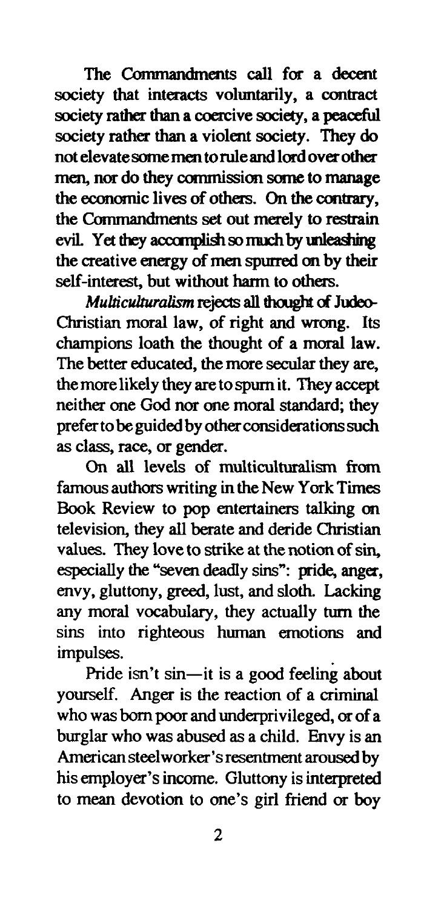The Commandments call for a decent society that interacts voluntarily, a contract society rather than a coercive society, a peaceful society rather than a violent society. They do not elevate some men to rule and lord over other men, nor do they commission some to manage the economic lives of others. On the contrary, the Commandments set out merely to restrain evil. Yet they accomplish so much by unleashing the creative energy of men spurred on by their self-interest, but without harm to others.

*Multiculturalism* rejects all thought of Judeo-Christian moral law, of right and wrong. Its champions loath the thought of a moral law. The better educated, the more secular they are, the more likely they are to spurn it. They accept neither one God nor one moral standard; they prefer to be guided by other considerations such as class, race, or gender.

On all levels of multiculturalism from famous authors writing in the New York Times Book Review to pop entertainers talking on television, they all berate and deride Christian values. They love to strike at the notion of sin, especially the "seven deadly sins": pride, anger, envy, gluttony, greed, lust, and sloth. Lacking any moral vocabulary, they actually turn the sins into righteous human emotions and impulses.

Pride isn't sin—it is a good feeling about yourself. Anger is the reaction of a criminal who was born poor and underprivileged, or of a burglar who was abused as a child. Envy is an American steelworker's resentment aroused by his employer's income. Gluttony is interpreted to mean devotion to one's girl friend or boy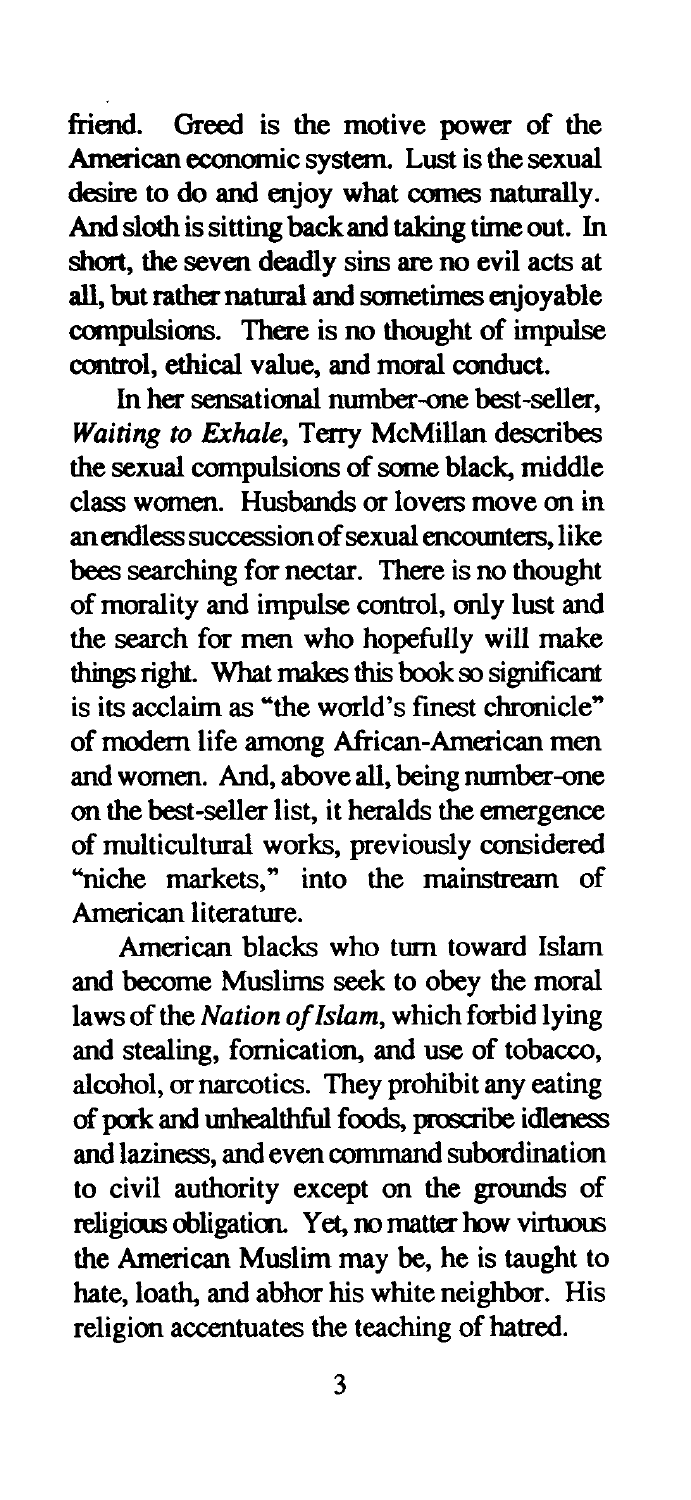friend. Greed is the motive power of the American economic system. Lust is the sexual desire to do and enjoy what comes naturally. And sloth is sitting back and taking time out. In short, the seven deadly sins are no evil acts at all, but rather natural and sometimes enjoyable compulsions. There is no thought of impulse control, ethical value, and moral conduct.

In her sensational number-one best-seller, *Waiting to Exhale*, Terry McMillan describes the sexual compulsions of some black, middle class women. Husbands or lovers move on in an endless succession of sexual encounters, like bees searching for nectar. There is no thought of morality and impulse control, only lust and the search for men who hopefully will make things right. What makes this book so significant is its acclaim as "the world's finest chronicle" of modern life among African-American men and women. And, above all, being number-one on the best-seller list, it heralds the emergence of multicultural works, previously considered "niche markets," into the mainstream of American literature.

American blacks who turn toward Islam and become Muslims seek to obey the moral laws of the *Nation of Islam*, which forbid lying and stealing, fornication, and use of tobacco, alcohol, or narcotics. They prohibit any eating of pork and unhealthful foods, proscribe idleness and laziness, and even command subordination to civil authority except on the grounds of religious obligation. Yet, no matter how virtuous the American Muslim may be, he is taught to hate, loath, and abhor his white neighbor. His religion accentuates the teaching of hatred.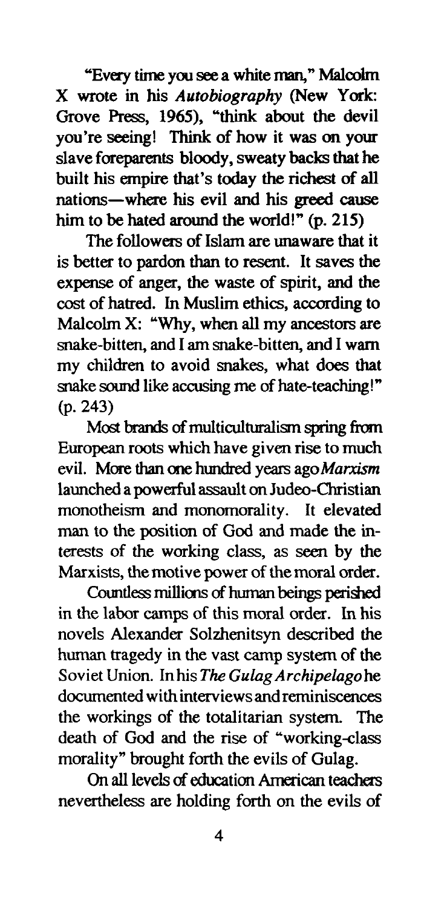"Every time you see a white man," Malcolm X wrote in his *Autobiography* (New York: Grove Press, 1965), "think about the devil you're seeing! Think of how it was on your slave foreparents bloody, sweaty backs that he built his empire that's today the richest of all nations—where his evil and his greed cause him to be hated around the world!" (p. 215)

The followers of Islam are unaware that it is better to pardon than to resent. It saves the expense of anger, the waste of spirit, and the cost of hatred. In Muslim ethics, according to Malcolm X: "Why, when all my ancestors are snake-bitten, and I am snake-bitten, and I warn my children to avoid snakes, what does that snake sound like accusing me of hate-teaching!" (p. 243)

Most brands of multiculturalism spring from European roots which have given rise to much evil. More than one hundred years ago *Marxism* launched a powerful assault on Judeo-Christian monotheism and monomorality. It elevated man to the position of God and made the interests of the working class, as seen by the Marxists, the motive power of the moral order.

Countless millions of human beings perished in the labor camps of this moral order. In his novels Alexander Solzhenitsyn described the human tragedy in the vast camp system of the Soviet Union. In his *The Gulag Archipelago* he documented with interviews and reminiscences the workings of the totalitarian system. The death of God and the rise of "working-class morality" brought forth the evils of Gulag.

On all levels of education American teachers nevertheless are holding forth on the evils of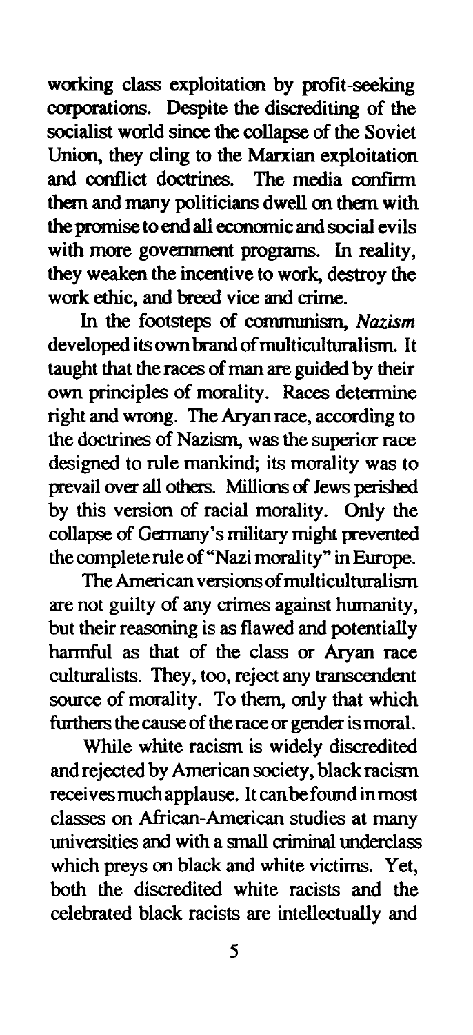working class exploitation by profit-seeking corporations. Despite the discrediting of the socialist world since the collapse of the Soviet Union, they cling to the Marxian exploitation and conflict doctrines. The media confirm them and many politicians dwell on them with the promise to end all economic and social evils with more government programs. In reality, they weaken the incentive to work, destroy the work ethic, and breed vice and crime.

In the footsteps of communism, *Nazism* developed its own brand of multiculturalism. It taught that the races of man are guided by their own principles of morality. Races determine right and wrong. The Aryan race, according to the doctrines of Nazism, was the superior race designed to rule mankind; its morality was to prevail over all others. Millions of Jews perished by this version of racial morality. Only the collapse of Germany's military might prevented the complete rule of "Nazi morality" in Europe.

The American versions of multiculturalism are not guilty of any crimes against humanity, but their reasoning is as flawed and potentially harmful as that of the class or Aryan race culturalists. They, too, reject any transcendent source of morality. To them, only that which furthers the cause of the race or gender is moral.

While white racism is widely discredited and rejected by American society, black racism receives much applause. It can be found in most classes on African-American studies at many universities and with a small criminal underclass which preys on black and white victims. Yet, both the discredited white racists and the celebrated black racists are intellectually and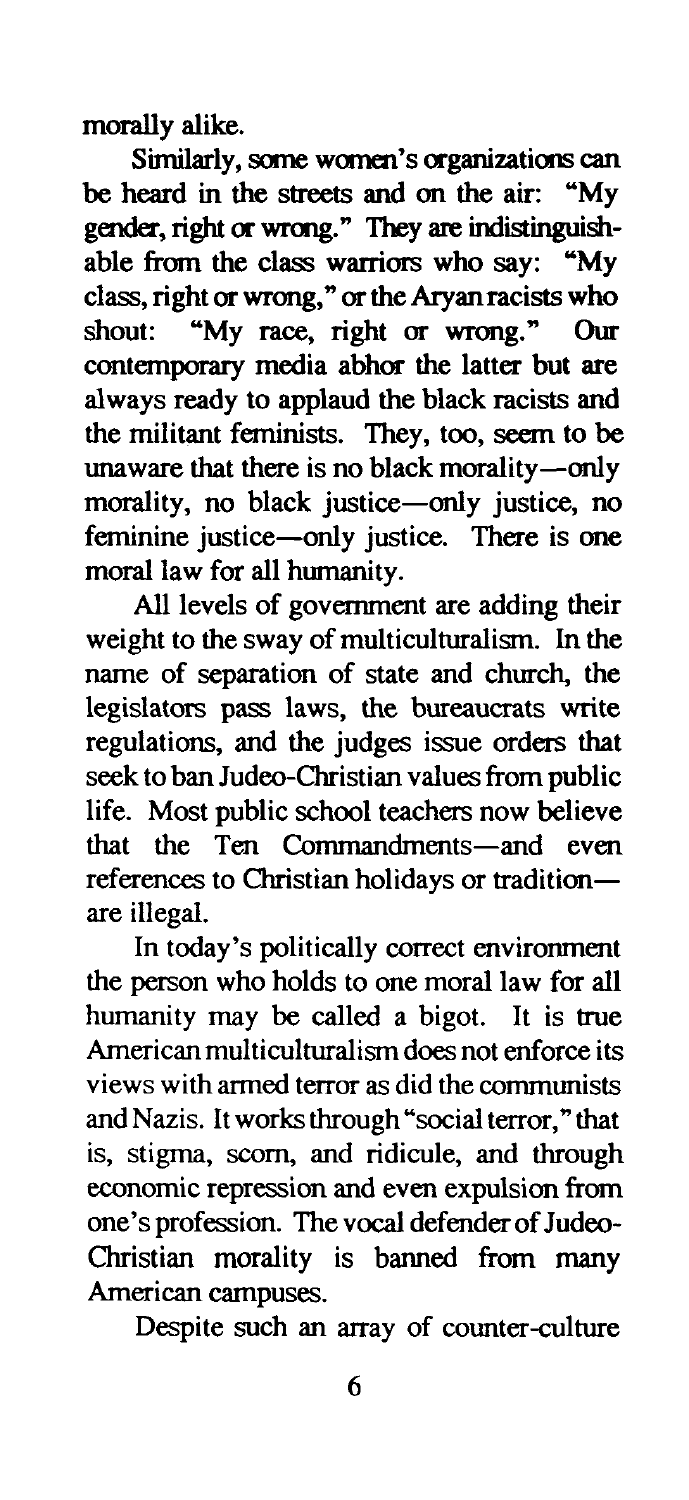morally alike.

Similarly, some women's organizations can be heard in the streets and on the air: "My gender, right or wrong." They are indistinguishable from the class warriors who say: "My class, right or wrong," or the Aryan racists who shout: "My race, right or wrong." Our contemporary media abhor the latter but are always ready to applaud the black racists and the militant feminists. They, too, seem to be unaware that there is no black morality—only morality, no black justice—only justice, no feminine justice—only justice. There is one moral law for all humanity.

All levels of government are adding their weight to the sway of multiculturalism. In the name of separation of state and church, the legislators pass laws, the bureaucrats write regulations, and the judges issue orders that seek to ban Judeo-Christian values from public life. Most public school teachers now believe that the Ten Commandments—and even references to Christian holidays or tradition—are illegal.

In today's politically correct environment the person who holds to one moral law for all humanity may be called a bigot. It is true American multiculturalism does not enforce its views with armed terror as did the communists and Nazis. It works through "social terror," that is, stigma, scorn, and ridicule, and through economic repression and even expulsion from one's profession. The vocal defender of Judeo-Christian morality is banned from many American campuses.

Despite such an array of counter-culture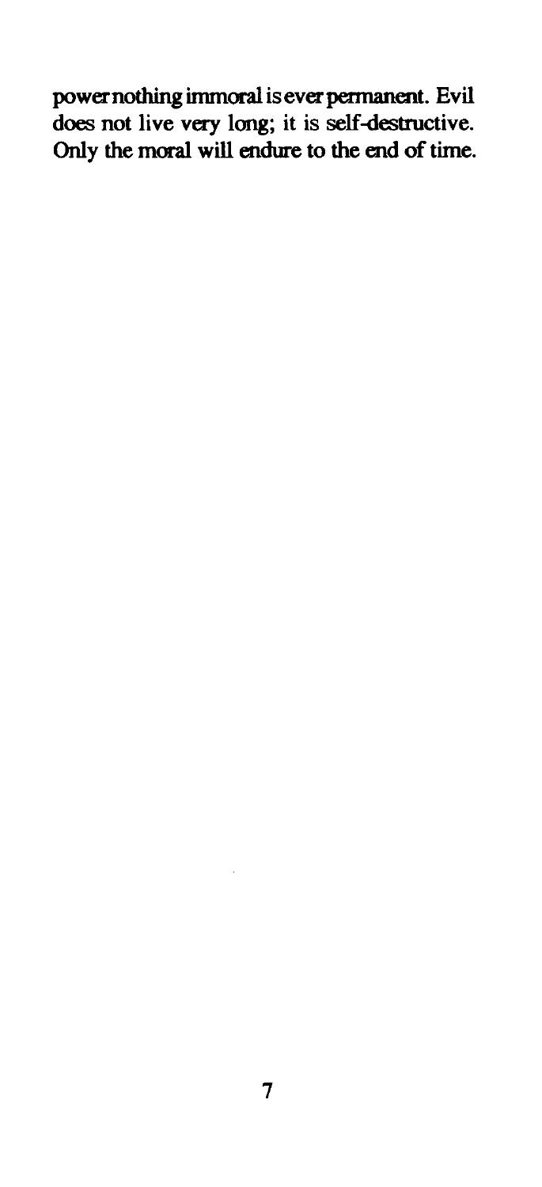power nothing immoral is ever permanent. Evil does not live very long; it is self-destructive. Only the moral will endure to the end of time.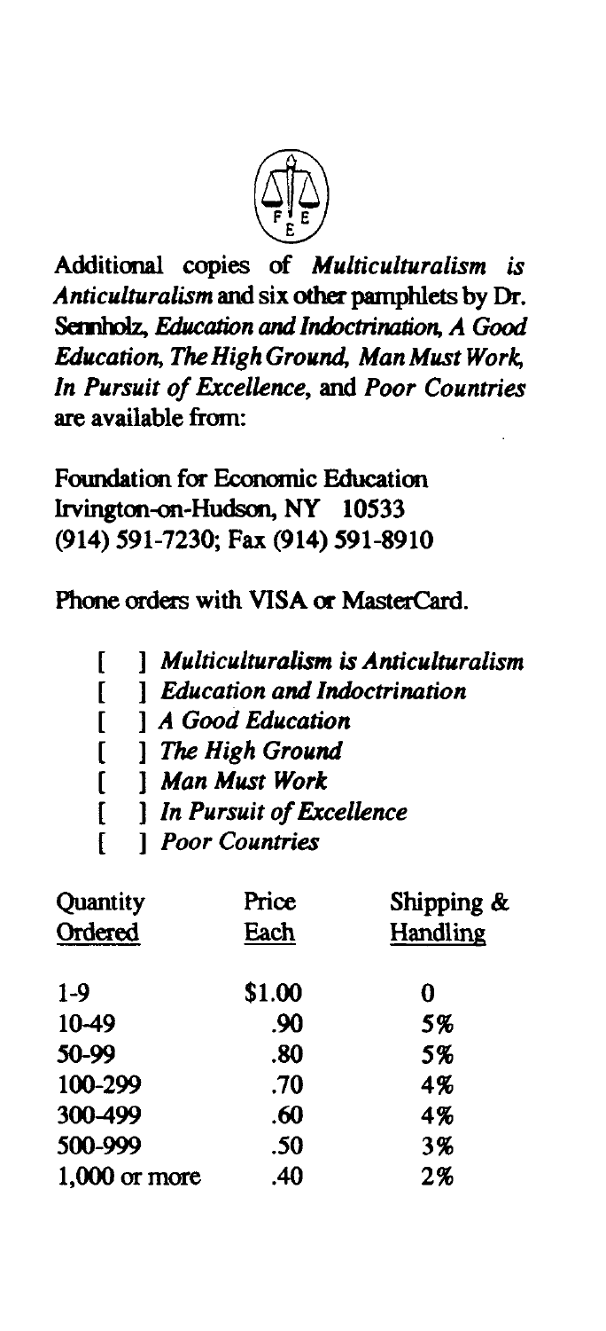Additional copies of *Multiculturalism is Anticulturalism* and six other pamphlets by Dr. Sennholz, *Education and Indoctrination, A Good Education, The High Ground, Man Must Work, In Pursuit of Excellence,* and *Poor Countries* are available from:

Foundation for Economic Education
Irvington-on-Hudson, NY 10533
(914) 591-7230; Fax (914) 591-8910

Phone orders with VISA or MasterCard.

[ ] ***Multiculturalism is Anticulturalism***
[ ] ***Education and Indoctrination***
[ ] ***A Good Education***
[ ] ***The High Ground***
[ ] ***Man Must Work***
[ ] ***In Pursuit of Excellence***
[ ] ***Poor Countries***

| Quantity Ordered | Price Each | Shipping & Handling |
|---|---|---|
| 1-9 | $1.00 | 0 |
| 10-49 | .90 | 5% |
| 50-99 | .80 | 5% |
| 100-299 | .70 | 4% |
| 300-499 | .60 | 4% |
| 500-999 | .50 | 3% |
| 1,000 or more | .40 | 2% |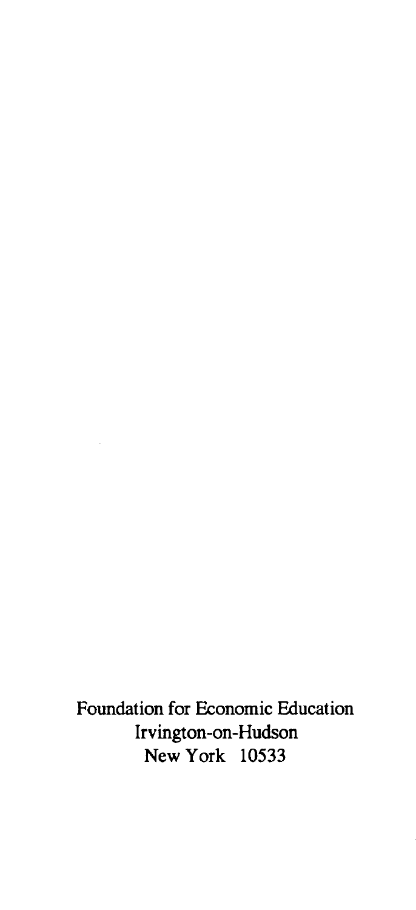Foundation for Economic Education
Irvington-on-Hudson
New York 10533